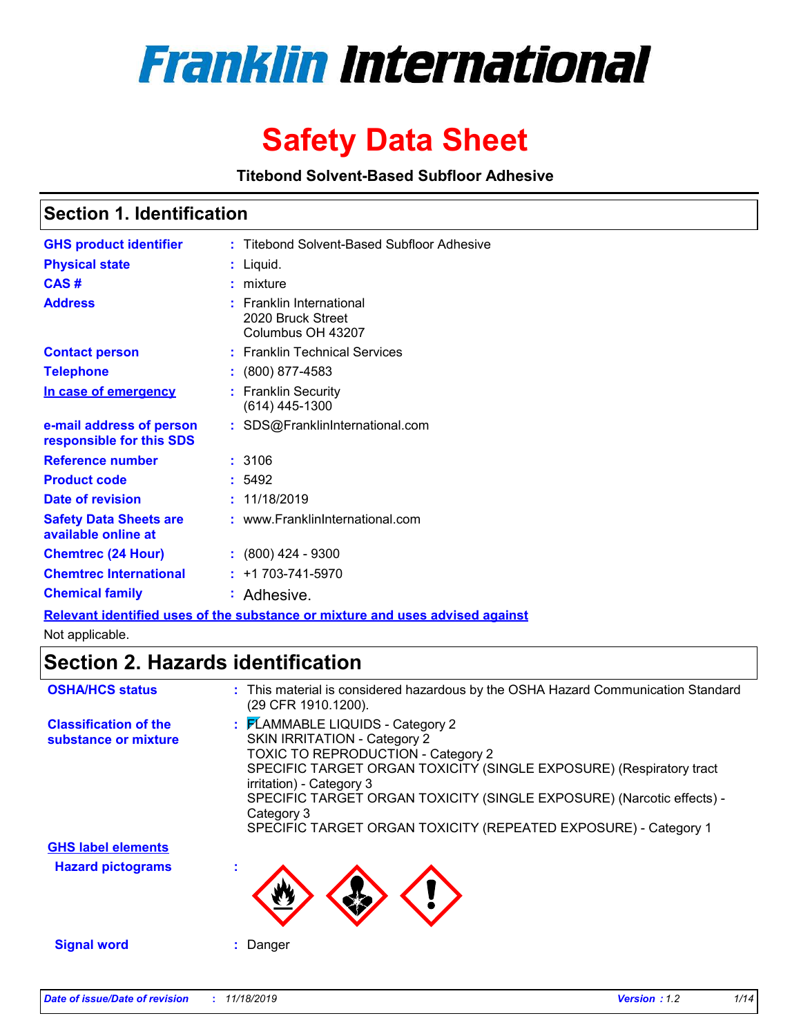# Franklin International

# Safety Data Sheet

**Titebond Solvent-Based Subfloor Adhesive**

## Section 1. Identification

| | | |
|---|---|---|
| **GHS product identifier** | : | Titebond Solvent-Based Subfloor Adhesive |
| **Physical state** | : | Liquid. |
| **CAS #** | : | mixture |
| **Address** | : | Franklin International<br>2020 Bruck Street<br>Columbus OH 43207 |
| **Contact person** | : | Franklin Technical Services |
| **Telephone** | : | (800) 877-4583 |
| **In case of emergency** | : | Franklin Security<br>(614) 445-1300 |
| **e-mail address of person responsible for this SDS** | : | SDS@FranklinInternational.com |
| **Reference number** | : | 3106 |
| **Product code** | : | 5492 |
| **Date of revision** | : | 11/18/2019 |
| **Safety Data Sheets are available online at** | : | www.FranklinInternational.com |
| **Chemtrec (24 Hour)** | : | (800) 424 - 9300 |
| **Chemtrec International** | : | +1 703-741-5970 |
| **Chemical family** | : | Adhesive. |

**Relevant identified uses of the substance or mixture and uses advised against**

Not applicable.

## Section 2. Hazards identification

| | | |
|---|---|---|
| **OSHA/HCS status** | : | This material is considered hazardous by the OSHA Hazard Communication Standard (29 CFR 1910.1200). |
| **Classification of the substance or mixture** | : | FLAMMABLE LIQUIDS - Category 2<br>SKIN IRRITATION - Category 2<br>TOXIC TO REPRODUCTION - Category 2<br>SPECIFIC TARGET ORGAN TOXICITY (SINGLE EXPOSURE) (Respiratory tract irritation) - Category 3<br>SPECIFIC TARGET ORGAN TOXICITY (SINGLE EXPOSURE) (Narcotic effects) - Category 3<br>SPECIFIC TARGET ORGAN TOXICITY (REPEATED EXPOSURE) - Category 1 |

**GHS label elements**

**Hazard pictograms** :

**Signal word** : Danger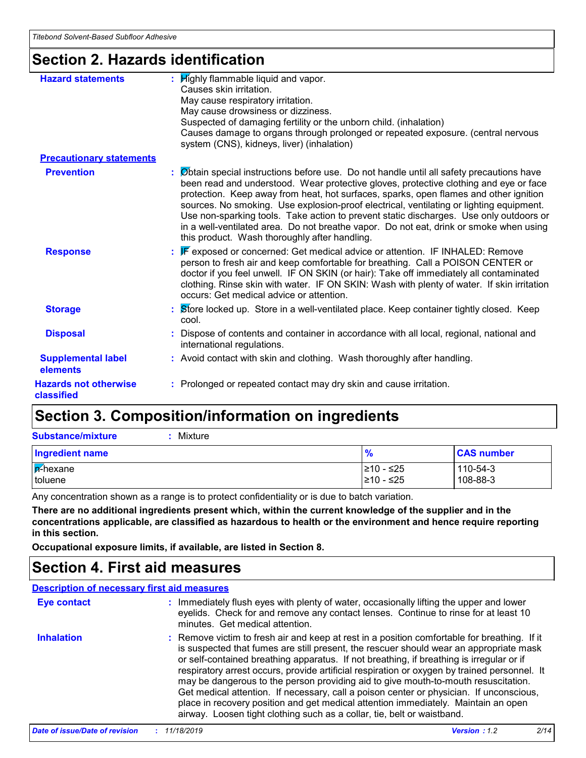## Section 2. Hazards identification

**Hazard statements** : Highly flammable liquid and vapor.
Causes skin irritation.
May cause respiratory irritation.
May cause drowsiness or dizziness.
Suspected of damaging fertility or the unborn child. (inhalation)
Causes damage to organs through prolonged or repeated exposure. (central nervous system (CNS), kidneys, liver) (inhalation)

**Precautionary statements**

**Prevention** : Obtain special instructions before use. Do not handle until all safety precautions have been read and understood. Wear protective gloves, protective clothing and eye or face protection. Keep away from heat, hot surfaces, sparks, open flames and other ignition sources. No smoking. Use explosion-proof electrical, ventilating or lighting equipment. Use non-sparking tools. Take action to prevent static discharges. Use only outdoors or in a well-ventilated area. Do not breathe vapor. Do not eat, drink or smoke when using this product. Wash thoroughly after handling.

**Response** : IF exposed or concerned: Get medical advice or attention. IF INHALED: Remove person to fresh air and keep comfortable for breathing. Call a POISON CENTER or doctor if you feel unwell. IF ON SKIN (or hair): Take off immediately all contaminated clothing. Rinse skin with water. IF ON SKIN: Wash with plenty of water. If skin irritation occurs: Get medical advice or attention.

**Storage** : Store locked up. Store in a well-ventilated place. Keep container tightly closed. Keep cool.

**Disposal** : Dispose of contents and container in accordance with all local, regional, national and international regulations.

**Supplemental label elements** : Avoid contact with skin and clothing. Wash thoroughly after handling.

**Hazards not otherwise classified** : Prolonged or repeated contact may dry skin and cause irritation.

## Section 3. Composition/information on ingredients

**Substance/mixture** : Mixture

| Ingredient name | % | CAS number |
|---|---|---|
| n-hexane | ≥10 - ≤25 | 110-54-3 |
| toluene | ≥10 - ≤25 | 108-88-3 |

Any concentration shown as a range is to protect confidentiality or is due to batch variation.

**There are no additional ingredients present which, within the current knowledge of the supplier and in the concentrations applicable, are classified as hazardous to health or the environment and hence require reporting in this section.**

**Occupational exposure limits, if available, are listed in Section 8.**

## Section 4. First aid measures

**Description of necessary first aid measures**

**Eye contact** : Immediately flush eyes with plenty of water, occasionally lifting the upper and lower eyelids. Check for and remove any contact lenses. Continue to rinse for at least 10 minutes. Get medical attention.

**Inhalation** : Remove victim to fresh air and keep at rest in a position comfortable for breathing. If it is suspected that fumes are still present, the rescuer should wear an appropriate mask or self-contained breathing apparatus. If not breathing, if breathing is irregular or if respiratory arrest occurs, provide artificial respiration or oxygen by trained personnel. It may be dangerous to the person providing aid to give mouth-to-mouth resuscitation. Get medical attention. If necessary, call a poison center or physician. If unconscious, place in recovery position and get medical attention immediately. Maintain an open airway. Loosen tight clothing such as a collar, tie, belt or waistband.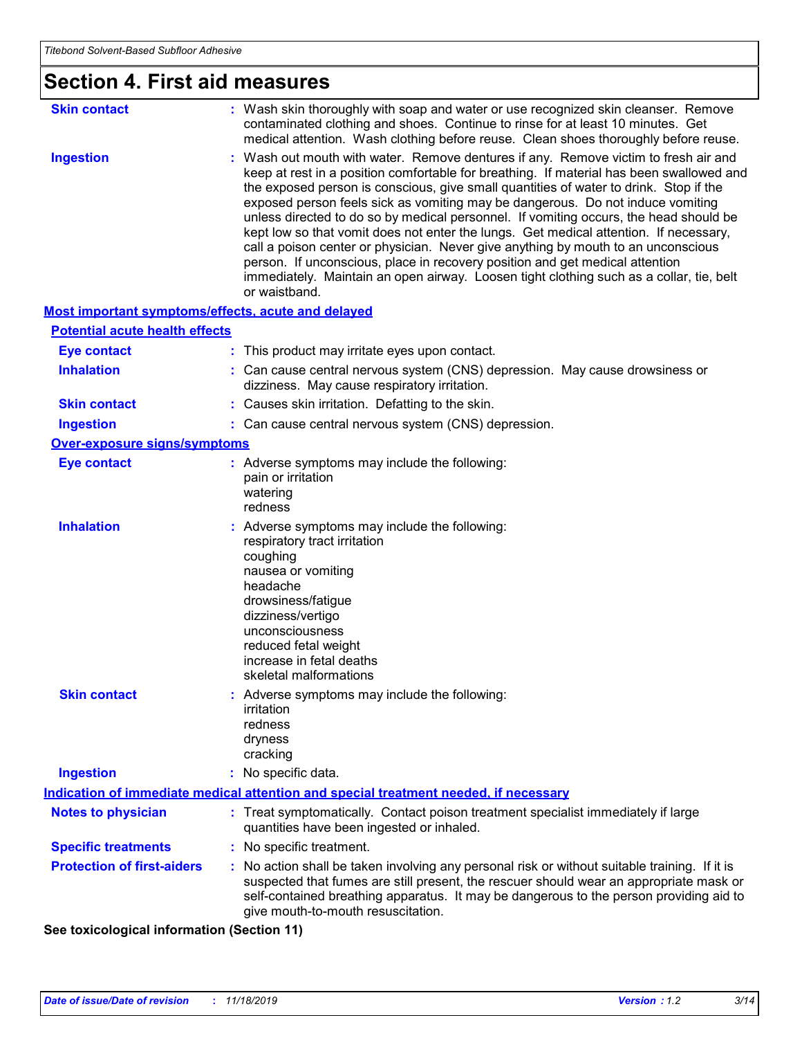# Section 4. First aid measures

| | |
|---|---|
| **Skin contact** | : Wash skin thoroughly with soap and water or use recognized skin cleanser. Remove contaminated clothing and shoes. Continue to rinse for at least 10 minutes. Get medical attention. Wash clothing before reuse. Clean shoes thoroughly before reuse. |
| **Ingestion** | : Wash out mouth with water. Remove dentures if any. Remove victim to fresh air and keep at rest in a position comfortable for breathing. If material has been swallowed and the exposed person is conscious, give small quantities of water to drink. Stop if the exposed person feels sick as vomiting may be dangerous. Do not induce vomiting unless directed to do so by medical personnel. If vomiting occurs, the head should be kept low so that vomit does not enter the lungs. Get medical attention. If necessary, call a poison center or physician. Never give anything by mouth to an unconscious person. If unconscious, place in recovery position and get medical attention immediately. Maintain an open airway. Loosen tight clothing such as a collar, tie, belt or waistband. |

## Most important symptoms/effects, acute and delayed

### Potential acute health effects

| | |
|---|---|
| **Eye contact** | : This product may irritate eyes upon contact. |
| **Inhalation** | : Can cause central nervous system (CNS) depression. May cause drowsiness or dizziness. May cause respiratory irritation. |
| **Skin contact** | : Causes skin irritation. Defatting to the skin. |
| **Ingestion** | : Can cause central nervous system (CNS) depression. |

### Over-exposure signs/symptoms

| | |
|---|---|
| **Eye contact** | : Adverse symptoms may include the following: pain or irritation, watering, redness |
| **Inhalation** | : Adverse symptoms may include the following: respiratory tract irritation, coughing, nausea or vomiting, headache, drowsiness/fatigue, dizziness/vertigo, unconsciousness, reduced fetal weight, increase in fetal deaths, skeletal malformations |
| **Skin contact** | : Adverse symptoms may include the following: irritation, redness, dryness, cracking |
| **Ingestion** | : No specific data. |

## Indication of immediate medical attention and special treatment needed, if necessary

| | |
|---|---|
| **Notes to physician** | : Treat symptomatically. Contact poison treatment specialist immediately if large quantities have been ingested or inhaled. |
| **Specific treatments** | : No specific treatment. |
| **Protection of first-aiders** | : No action shall be taken involving any personal risk or without suitable training. If it is suspected that fumes are still present, the rescuer should wear an appropriate mask or self-contained breathing apparatus. It may be dangerous to the person providing aid to give mouth-to-mouth resuscitation. |

**See toxicological information (Section 11)**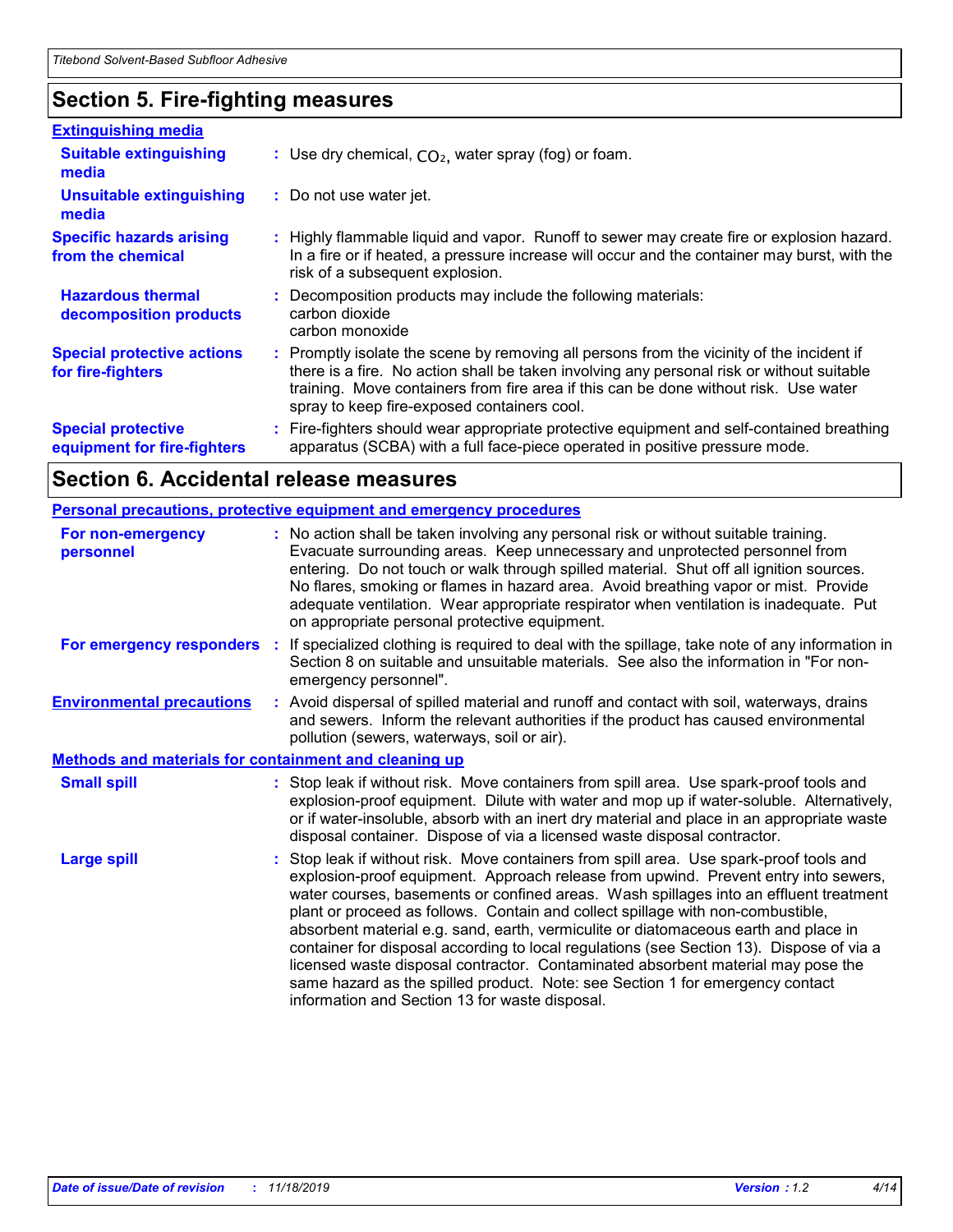## Section 5. Fire-fighting measures

### Extinguishing media

**Suitable extinguishing media** : Use dry chemical, $CO_2$, water spray (fog) or foam.

**Unsuitable extinguishing media** : Do not use water jet.

**Specific hazards arising from the chemical** : Highly flammable liquid and vapor. Runoff to sewer may create fire or explosion hazard. In a fire or if heated, a pressure increase will occur and the container may burst, with the risk of a subsequent explosion.

**Hazardous thermal decomposition products** : Decomposition products may include the following materials:
carbon dioxide
carbon monoxide

**Special protective actions for fire-fighters** : Promptly isolate the scene by removing all persons from the vicinity of the incident if there is a fire. No action shall be taken involving any personal risk or without suitable training. Move containers from fire area if this can be done without risk. Use water spray to keep fire-exposed containers cool.

**Special protective equipment for fire-fighters** : Fire-fighters should wear appropriate protective equipment and self-contained breathing apparatus (SCBA) with a full face-piece operated in positive pressure mode.

## Section 6. Accidental release measures

### Personal precautions, protective equipment and emergency procedures

**For non-emergency personnel** : No action shall be taken involving any personal risk or without suitable training. Evacuate surrounding areas. Keep unnecessary and unprotected personnel from entering. Do not touch or walk through spilled material. Shut off all ignition sources. No flares, smoking or flames in hazard area. Avoid breathing vapor or mist. Provide adequate ventilation. Wear appropriate respirator when ventilation is inadequate. Put on appropriate personal protective equipment.

**For emergency responders** : If specialized clothing is required to deal with the spillage, take note of any information in Section 8 on suitable and unsuitable materials. See also the information in "For non-emergency personnel".

**Environmental precautions** : Avoid dispersal of spilled material and runoff and contact with soil, waterways, drains and sewers. Inform the relevant authorities if the product has caused environmental pollution (sewers, waterways, soil or air).

### Methods and materials for containment and cleaning up

**Small spill** : Stop leak if without risk. Move containers from spill area. Use spark-proof tools and explosion-proof equipment. Dilute with water and mop up if water-soluble. Alternatively, or if water-insoluble, absorb with an inert dry material and place in an appropriate waste disposal container. Dispose of via a licensed waste disposal contractor.

**Large spill** : Stop leak if without risk. Move containers from spill area. Use spark-proof tools and explosion-proof equipment. Approach release from upwind. Prevent entry into sewers, water courses, basements or confined areas. Wash spillages into an effluent treatment plant or proceed as follows. Contain and collect spillage with non-combustible, absorbent material e.g. sand, earth, vermiculite or diatomaceous earth and place in container for disposal according to local regulations (see Section 13). Dispose of via a licensed waste disposal contractor. Contaminated absorbent material may pose the same hazard as the spilled product. Note: see Section 1 for emergency contact information and Section 13 for waste disposal.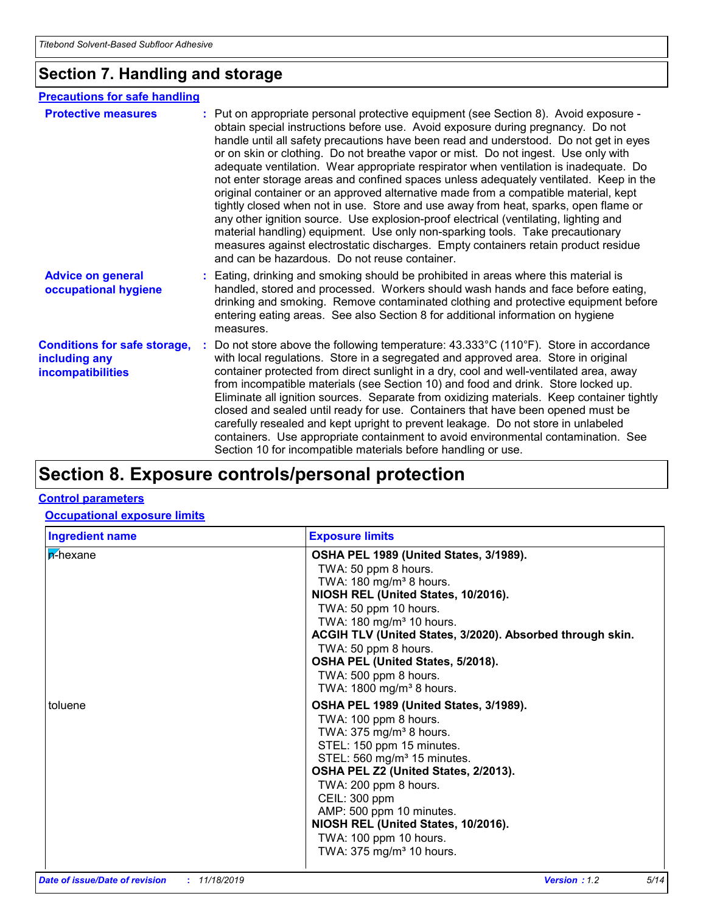## Section 7. Handling and storage

### Precautions for safe handling

**Protective measures** : Put on appropriate personal protective equipment (see Section 8). Avoid exposure - obtain special instructions before use. Avoid exposure during pregnancy. Do not handle until all safety precautions have been read and understood. Do not get in eyes or on skin or clothing. Do not breathe vapor or mist. Do not ingest. Use only with adequate ventilation. Wear appropriate respirator when ventilation is inadequate. Do not enter storage areas and confined spaces unless adequately ventilated. Keep in the original container or an approved alternative made from a compatible material, kept tightly closed when not in use. Store and use away from heat, sparks, open flame or any other ignition source. Use explosion-proof electrical (ventilating, lighting and material handling) equipment. Use only non-sparking tools. Take precautionary measures against electrostatic discharges. Empty containers retain product residue and can be hazardous. Do not reuse container.

**Advice on general occupational hygiene** : Eating, drinking and smoking should be prohibited in areas where this material is handled, stored and processed. Workers should wash hands and face before eating, drinking and smoking. Remove contaminated clothing and protective equipment before entering eating areas. See also Section 8 for additional information on hygiene measures.

**Conditions for safe storage, including any incompatibilities** : Do not store above the following temperature: 43.333°C (110°F). Store in accordance with local regulations. Store in a segregated and approved area. Store in original container protected from direct sunlight in a dry, cool and well-ventilated area, away from incompatible materials (see Section 10) and food and drink. Store locked up. Eliminate all ignition sources. Separate from oxidizing materials. Keep container tightly closed and sealed until ready for use. Containers that have been opened must be carefully resealed and kept upright to prevent leakage. Do not store in unlabeled containers. Use appropriate containment to avoid environmental contamination. See Section 10 for incompatible materials before handling or use.

## Section 8. Exposure controls/personal protection

### Control parameters

#### Occupational exposure limits

| Ingredient name | Exposure limits |
|---|---|
| n-hexane | **OSHA PEL 1989 (United States, 3/1989).**<br>TWA: 50 ppm 8 hours.<br>TWA: 180 mg/m³ 8 hours.<br>**NIOSH REL (United States, 10/2016).**<br>TWA: 50 ppm 10 hours.<br>TWA: 180 mg/m³ 10 hours.<br>**ACGIH TLV (United States, 3/2020). Absorbed through skin.**<br>TWA: 50 ppm 8 hours.<br>**OSHA PEL (United States, 5/2018).**<br>TWA: 500 ppm 8 hours.<br>TWA: 1800 mg/m³ 8 hours. |
| toluene | **OSHA PEL 1989 (United States, 3/1989).**<br>TWA: 100 ppm 8 hours.<br>TWA: 375 mg/m³ 8 hours.<br>STEL: 150 ppm 15 minutes.<br>STEL: 560 mg/m³ 15 minutes.<br>**OSHA PEL Z2 (United States, 2/2013).**<br>TWA: 200 ppm 8 hours.<br>CEIL: 300 ppm<br>AMP: 500 ppm 10 minutes.<br>**NIOSH REL (United States, 10/2016).**<br>TWA: 100 ppm 10 hours.<br>TWA: 375 mg/m³ 10 hours. |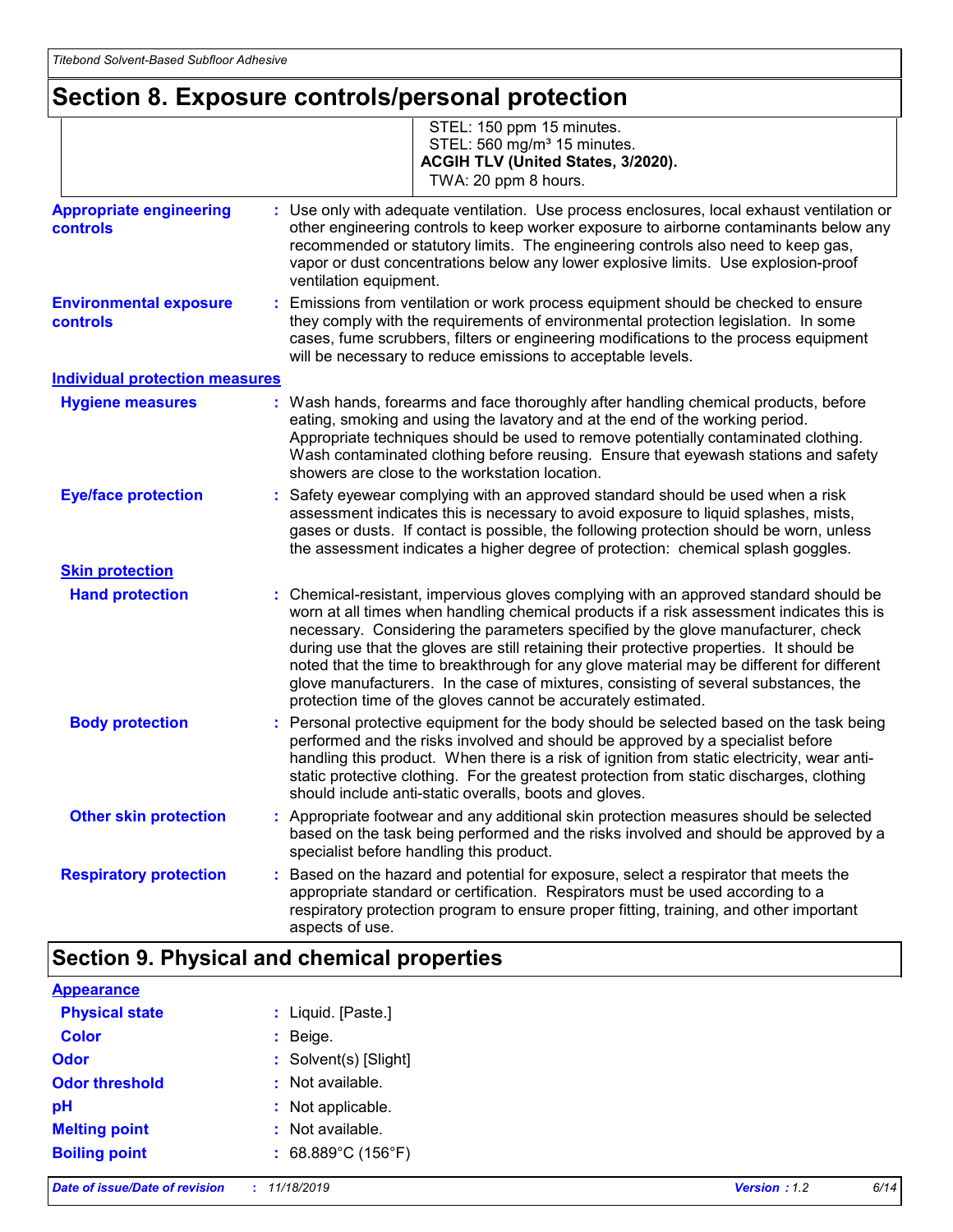## Section 8. Exposure controls/personal protection

| | |
|---|---|
| | STEL: 150 ppm 15 minutes.<br>STEL: 560 mg/m³ 15 minutes.<br>**ACGIH TLV (United States, 3/2020).**<br>TWA: 20 ppm 8 hours. |

**Appropriate engineering controls** : Use only with adequate ventilation. Use process enclosures, local exhaust ventilation or other engineering controls to keep worker exposure to airborne contaminants below any recommended or statutory limits. The engineering controls also need to keep gas, vapor or dust concentrations below any lower explosive limits. Use explosion-proof ventilation equipment.

**Environmental exposure controls** : Emissions from ventilation or work process equipment should be checked to ensure they comply with the requirements of environmental protection legislation. In some cases, fume scrubbers, filters or engineering modifications to the process equipment will be necessary to reduce emissions to acceptable levels.

**Individual protection measures**

**Hygiene measures** : Wash hands, forearms and face thoroughly after handling chemical products, before eating, smoking and using the lavatory and at the end of the working period. Appropriate techniques should be used to remove potentially contaminated clothing. Wash contaminated clothing before reusing. Ensure that eyewash stations and safety showers are close to the workstation location.

**Eye/face protection** : Safety eyewear complying with an approved standard should be used when a risk assessment indicates this is necessary to avoid exposure to liquid splashes, mists, gases or dusts. If contact is possible, the following protection should be worn, unless the assessment indicates a higher degree of protection: chemical splash goggles.

**Skin protection**

**Hand protection** : Chemical-resistant, impervious gloves complying with an approved standard should be worn at all times when handling chemical products if a risk assessment indicates this is necessary. Considering the parameters specified by the glove manufacturer, check during use that the gloves are still retaining their protective properties. It should be noted that the time to breakthrough for any glove material may be different for different glove manufacturers. In the case of mixtures, consisting of several substances, the protection time of the gloves cannot be accurately estimated.

**Body protection** : Personal protective equipment for the body should be selected based on the task being performed and the risks involved and should be approved by a specialist before handling this product. When there is a risk of ignition from static electricity, wear anti-static protective clothing. For the greatest protection from static discharges, clothing should include anti-static overalls, boots and gloves.

**Other skin protection** : Appropriate footwear and any additional skin protection measures should be selected based on the task being performed and the risks involved and should be approved by a specialist before handling this product.

**Respiratory protection** : Based on the hazard and potential for exposure, select a respirator that meets the appropriate standard or certification. Respirators must be used according to a respiratory protection program to ensure proper fitting, training, and other important aspects of use.

## Section 9. Physical and chemical properties

**Appearance**

**Physical state** : Liquid. [Paste.]

**Color** : Beige.

**Odor** : Solvent(s) [Slight]

**Odor threshold** : Not available.

**pH** : Not applicable.

**Melting point** : Not available.

**Boiling point** : 68.889°C (156°F)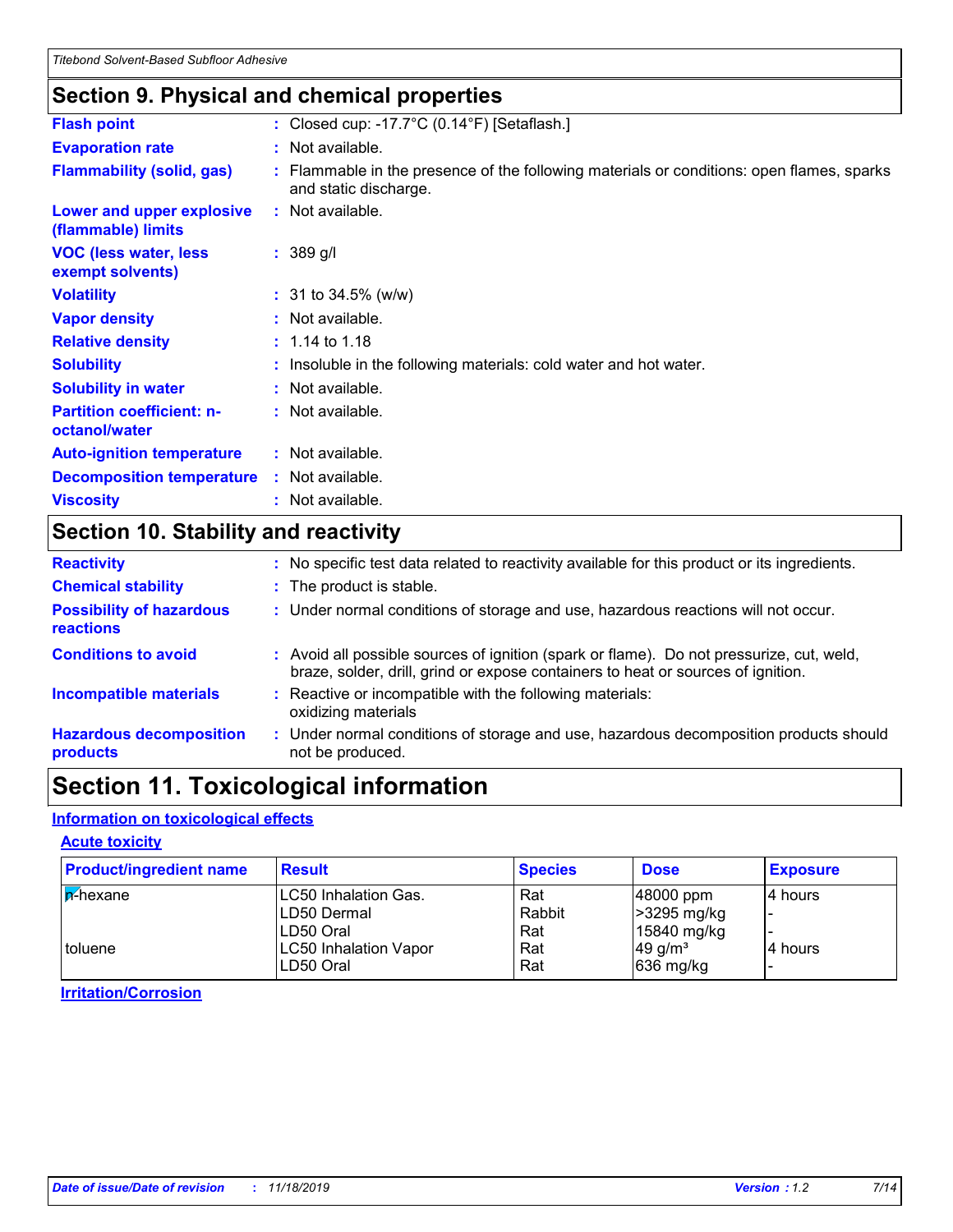## Section 9. Physical and chemical properties

| | |
|---|---|
| **Flash point** | : Closed cup: -17.7°C (0.14°F) [Setaflash.] |
| **Evaporation rate** | : Not available. |
| **Flammability (solid, gas)** | : Flammable in the presence of the following materials or conditions: open flames, sparks and static discharge. |
| **Lower and upper explosive (flammable) limits** | : Not available. |
| **VOC (less water, less exempt solvents)** | : 389 g/l |
| **Volatility** | : 31 to 34.5% (w/w) |
| **Vapor density** | : Not available. |
| **Relative density** | : 1.14 to 1.18 |
| **Solubility** | : Insoluble in the following materials: cold water and hot water. |
| **Solubility in water** | : Not available. |
| **Partition coefficient: n-octanol/water** | : Not available. |
| **Auto-ignition temperature** | : Not available. |
| **Decomposition temperature** | : Not available. |
| **Viscosity** | : Not available. |

## Section 10. Stability and reactivity

| | |
|---|---|
| **Reactivity** | : No specific test data related to reactivity available for this product or its ingredients. |
| **Chemical stability** | : The product is stable. |
| **Possibility of hazardous reactions** | : Under normal conditions of storage and use, hazardous reactions will not occur. |
| **Conditions to avoid** | : Avoid all possible sources of ignition (spark or flame). Do not pressurize, cut, weld, braze, solder, drill, grind or expose containers to heat or sources of ignition. |
| **Incompatible materials** | : Reactive or incompatible with the following materials: oxidizing materials |
| **Hazardous decomposition products** | : Under normal conditions of storage and use, hazardous decomposition products should not be produced. |

# Section 11. Toxicological information

### Information on toxicological effects

#### Acute toxicity

| Product/ingredient name | Result | Species | Dose | Exposure |
|---|---|---|---|---|
| n-hexane | LC50 Inhalation Gas. | Rat | 48000 ppm | 4 hours |
| | LD50 Dermal | Rabbit | >3295 mg/kg | - |
| | LD50 Oral | Rat | 15840 mg/kg | - |
| toluene | LC50 Inhalation Vapor | Rat | 49 g/m³ | 4 hours |
| | LD50 Oral | Rat | 636 mg/kg | - |

#### Irritation/Corrosion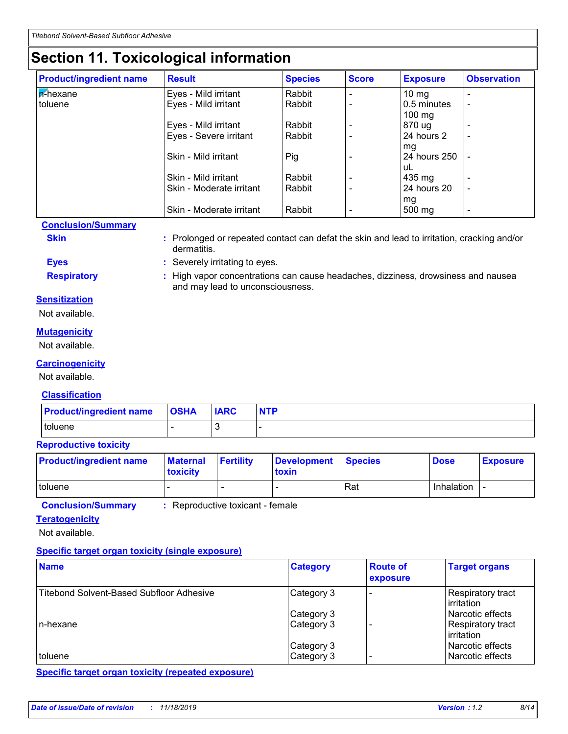# Section 11. Toxicological information

| Product/ingredient name | Result | Species | Score | Exposure | Observation |
|---|---|---|---|---|---|
| n-hexane | Eyes - Mild irritant | Rabbit | - | 10 mg | - |
| toluene | Eyes - Mild irritant | Rabbit | - | 0.5 minutes 100 mg | - |
| | Eyes - Mild irritant | Rabbit | - | 870 ug | - |
| | Eyes - Severe irritant | Rabbit | - | 24 hours 2 mg | - |
| | Skin - Mild irritant | Pig | - | 24 hours 250 uL | - |
| | Skin - Mild irritant | Rabbit | - | 435 mg | - |
| | Skin - Moderate irritant | Rabbit | - | 24 hours 20 mg | - |
| | Skin - Moderate irritant | Rabbit | - | 500 mg | - |

**Conclusion/Summary**

**Skin** : Prolonged or repeated contact can defat the skin and lead to irritation, cracking and/or dermatitis.

**Eyes** : Severely irritating to eyes.

**Respiratory** : High vapor concentrations can cause headaches, dizziness, drowsiness and nausea and may lead to unconsciousness.

**Sensitization**

Not available.

**Mutagenicity**

Not available.

**Carcinogenicity**

Not available.

**Classification**

| Product/ingredient name | OSHA | IARC | NTP |
|---|---|---|---|
| toluene | - | 3 | - |

**Reproductive toxicity**

| Product/ingredient name | Maternal toxicity | Fertility | Development toxin | Species | Dose | Exposure |
|---|---|---|---|---|---|---|
| toluene | - | - | - | Rat | Inhalation | - |

**Conclusion/Summary** : Reproductive toxicant - female

**Teratogenicity**

Not available.

**Specific target organ toxicity (single exposure)**

| Name | Category | Route of exposure | Target organs |
|---|---|---|---|
| Titebond Solvent-Based Subfloor Adhesive | Category 3 | - | Respiratory tract irritation |
| | Category 3 | | Narcotic effects |
| n-hexane | Category 3 | - | Respiratory tract irritation |
| | Category 3 | | Narcotic effects |
| toluene | Category 3 | - | Narcotic effects |

**Specific target organ toxicity (repeated exposure)**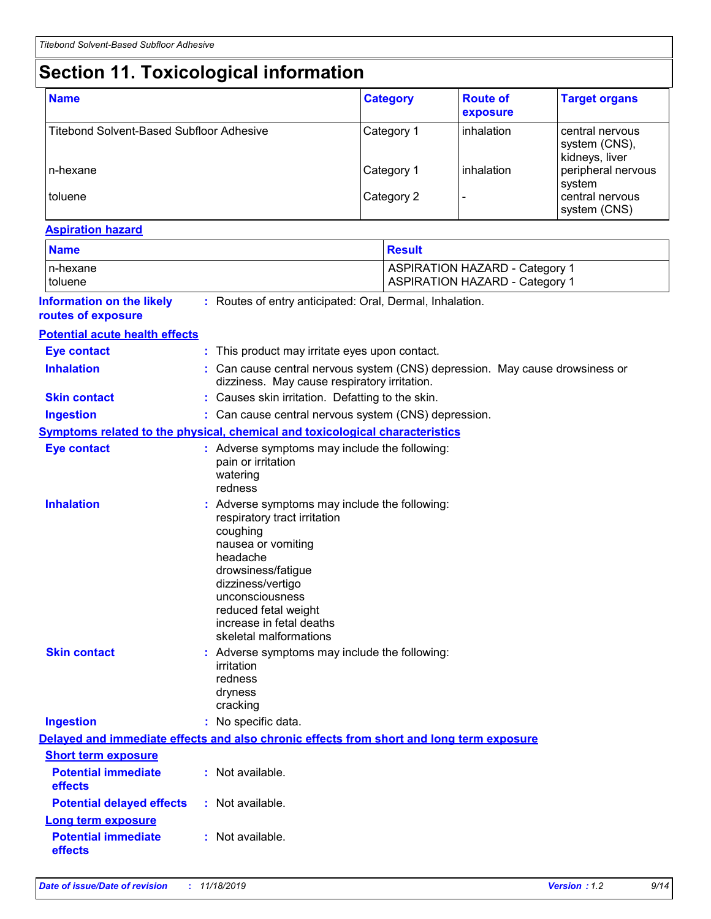# Section 11. Toxicological information

| Name | Category | Route of exposure | Target organs |
| --- | --- | --- | --- |
| Titebond Solvent-Based Subfloor Adhesive | Category 1 | inhalation | central nervous system (CNS), kidneys, liver |
| n-hexane | Category 1 | inhalation | peripheral nervous system |
| toluene | Category 2 | - | central nervous system (CNS) |

**Aspiration hazard**

| Name | Result |
| --- | --- |
| n-hexane | ASPIRATION HAZARD - Category 1 |
| toluene | ASPIRATION HAZARD - Category 1 |

**Information on the likely routes of exposure** : Routes of entry anticipated: Oral, Dermal, Inhalation.

**Potential acute health effects**

**Eye contact** : This product may irritate eyes upon contact.

**Inhalation** : Can cause central nervous system (CNS) depression. May cause drowsiness or dizziness. May cause respiratory irritation.

**Skin contact** : Causes skin irritation. Defatting to the skin.

**Ingestion** : Can cause central nervous system (CNS) depression.

**Symptoms related to the physical, chemical and toxicological characteristics**

**Eye contact** : Adverse symptoms may include the following:
pain or irritation
watering
redness

**Inhalation** : Adverse symptoms may include the following:
respiratory tract irritation
coughing
nausea or vomiting
headache
drowsiness/fatigue
dizziness/vertigo
unconsciousness
reduced fetal weight
increase in fetal deaths
skeletal malformations

**Skin contact** : Adverse symptoms may include the following:
irritation
redness
dryness
cracking

**Ingestion** : No specific data.

**Delayed and immediate effects and also chronic effects from short and long term exposure**

**Short term exposure**

**Potential immediate effects** : Not available.

**Potential delayed effects** : Not available.

**Long term exposure**

**Potential immediate effects** : Not available.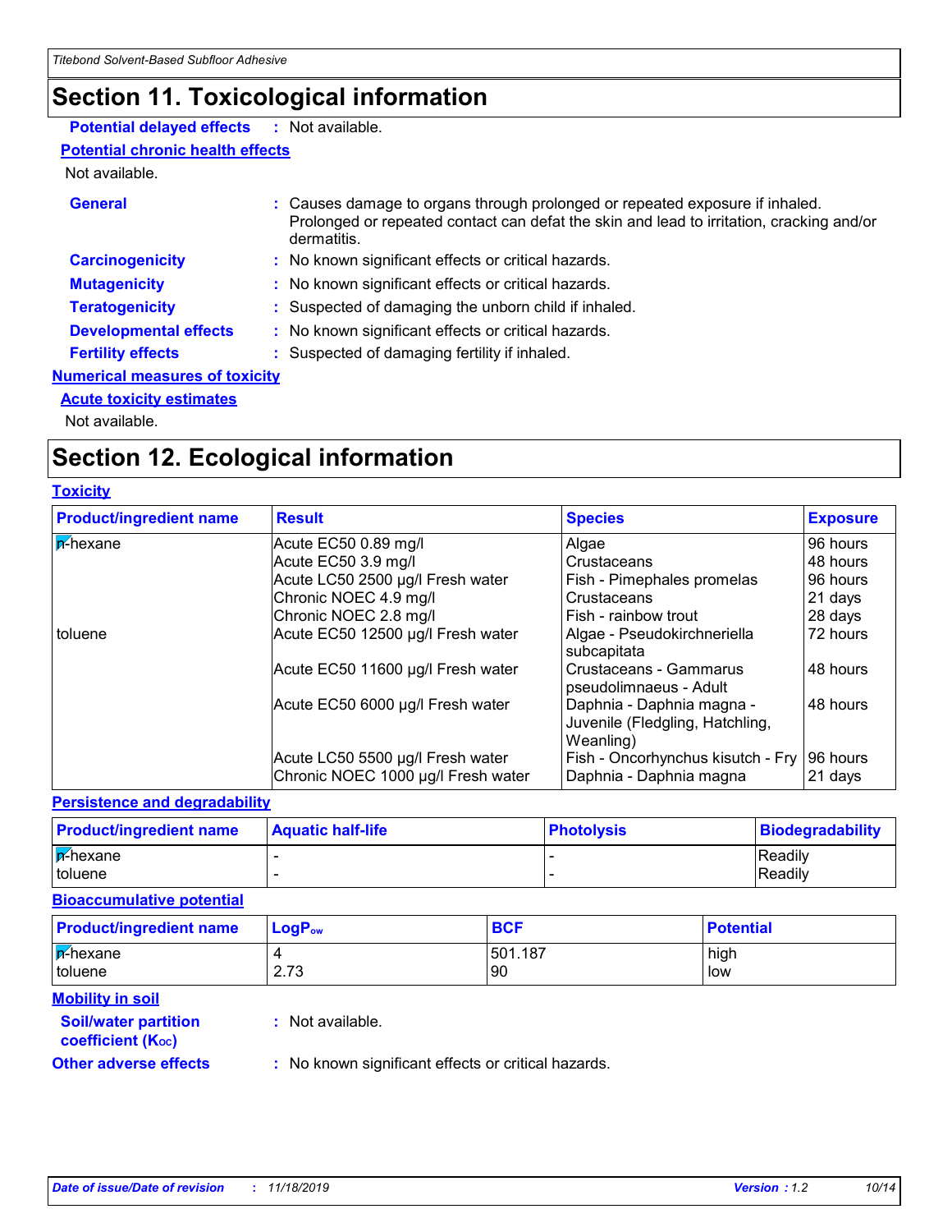## Section 11. Toxicological information

**Potential delayed effects** : Not available.

**Potential chronic health effects**

Not available.

**General** : Causes damage to organs through prolonged or repeated exposure if inhaled. Prolonged or repeated contact can defat the skin and lead to irritation, cracking and/or dermatitis.

**Carcinogenicity** : No known significant effects or critical hazards.

**Mutagenicity** : No known significant effects or critical hazards.

**Teratogenicity** : Suspected of damaging the unborn child if inhaled.

**Developmental effects** : No known significant effects or critical hazards.

**Fertility effects** : Suspected of damaging fertility if inhaled.

**Numerical measures of toxicity**

**Acute toxicity estimates**

Not available.

## Section 12. Ecological information

**Toxicity**

| Product/ingredient name | Result | Species | Exposure |
|---|---|---|---|
| n-hexane | Acute EC50 0.89 mg/l | Algae | 96 hours |
| | Acute EC50 3.9 mg/l | Crustaceans | 48 hours |
| | Acute LC50 2500 µg/l Fresh water | Fish - Pimephales promelas | 96 hours |
| | Chronic NOEC 4.9 mg/l | Crustaceans | 21 days |
| | Chronic NOEC 2.8 mg/l | Fish - rainbow trout | 28 days |
| toluene | Acute EC50 12500 µg/l Fresh water | Algae - Pseudokirchneriella subcapitata | 72 hours |
| | Acute EC50 11600 µg/l Fresh water | Crustaceans - Gammarus pseudolimnaeus - Adult | 48 hours |
| | Acute EC50 6000 µg/l Fresh water | Daphnia - Daphnia magna - Juvenile (Fledgling, Hatchling, Weanling) | 48 hours |
| | Acute LC50 5500 µg/l Fresh water | Fish - Oncorhynchus kisutch - Fry | 96 hours |
| | Chronic NOEC 1000 µg/l Fresh water | Daphnia - Daphnia magna | 21 days |

**Persistence and degradability**

| Product/ingredient name | Aquatic half-life | Photolysis | Biodegradability |
|---|---|---|---|
| n-hexane | - | - | Readily |
| toluene | - | - | Readily |

**Bioaccumulative potential**

| Product/ingredient name | $LogP_{ow}$ | BCF | Potential |
|---|---|---|---|
| n-hexane | 4 | 501.187 | high |
| toluene | 2.73 | 90 | low |

**Mobility in soil**

**Soil/water partition coefficient ($K_{OC}$)** : Not available.

**Other adverse effects** : No known significant effects or critical hazards.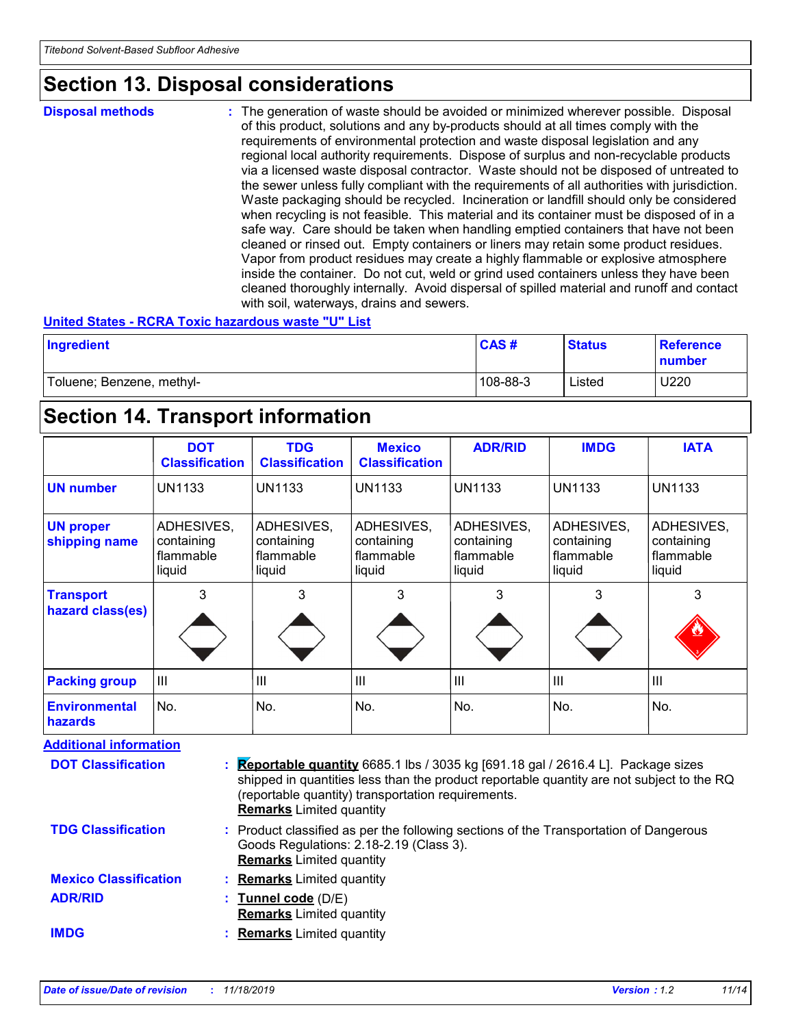## Section 13. Disposal considerations

**Disposal methods** : The generation of waste should be avoided or minimized wherever possible. Disposal of this product, solutions and any by-products should at all times comply with the requirements of environmental protection and waste disposal legislation and any regional local authority requirements. Dispose of surplus and non-recyclable products via a licensed waste disposal contractor. Waste should not be disposed of untreated to the sewer unless fully compliant with the requirements of all authorities with jurisdiction. Waste packaging should be recycled. Incineration or landfill should only be considered when recycling is not feasible. This material and its container must be disposed of in a safe way. Care should be taken when handling emptied containers that have not been cleaned or rinsed out. Empty containers or liners may retain some product residues. Vapor from product residues may create a highly flammable or explosive atmosphere inside the container. Do not cut, weld or grind used containers unless they have been cleaned thoroughly internally. Avoid dispersal of spilled material and runoff and contact with soil, waterways, drains and sewers.

**United States - RCRA Toxic hazardous waste "U" List**

| Ingredient | CAS # | Status | Reference number |
|---|---|---|---|
| Toluene; Benzene, methyl- | 108-88-3 | Listed | U220 |

## Section 14. Transport information

| | DOT Classification | TDG Classification | Mexico Classification | ADR/RID | IMDG | IATA |
|---|---|---|---|---|---|---|
| UN number | UN1133 | UN1133 | UN1133 | UN1133 | UN1133 | UN1133 |
| UN proper shipping name | ADHESIVES, containing flammable liquid | ADHESIVES, containing flammable liquid | ADHESIVES, containing flammable liquid | ADHESIVES, containing flammable liquid | ADHESIVES, containing flammable liquid | ADHESIVES, containing flammable liquid |
| Transport hazard class(es) | 3 | 3 | 3 | 3 | 3 | 3 |
| Packing group | III | III | III | III | III | III |
| Environmental hazards | No. | No. | No. | No. | No. | No. |

**Additional information**

**DOT Classification** : **Reportable quantity** 6685.1 lbs / 3035 kg [691.18 gal / 2616.4 L]. Package sizes shipped in quantities less than the product reportable quantity are not subject to the RQ (reportable quantity) transportation requirements.
**Remarks** Limited quantity

**TDG Classification** : Product classified as per the following sections of the Transportation of Dangerous Goods Regulations: 2.18-2.19 (Class 3).
**Remarks** Limited quantity

**Mexico Classification** : **Remarks** Limited quantity

**ADR/RID** : **Tunnel code** (D/E)
**Remarks** Limited quantity

**IMDG** : **Remarks** Limited quantity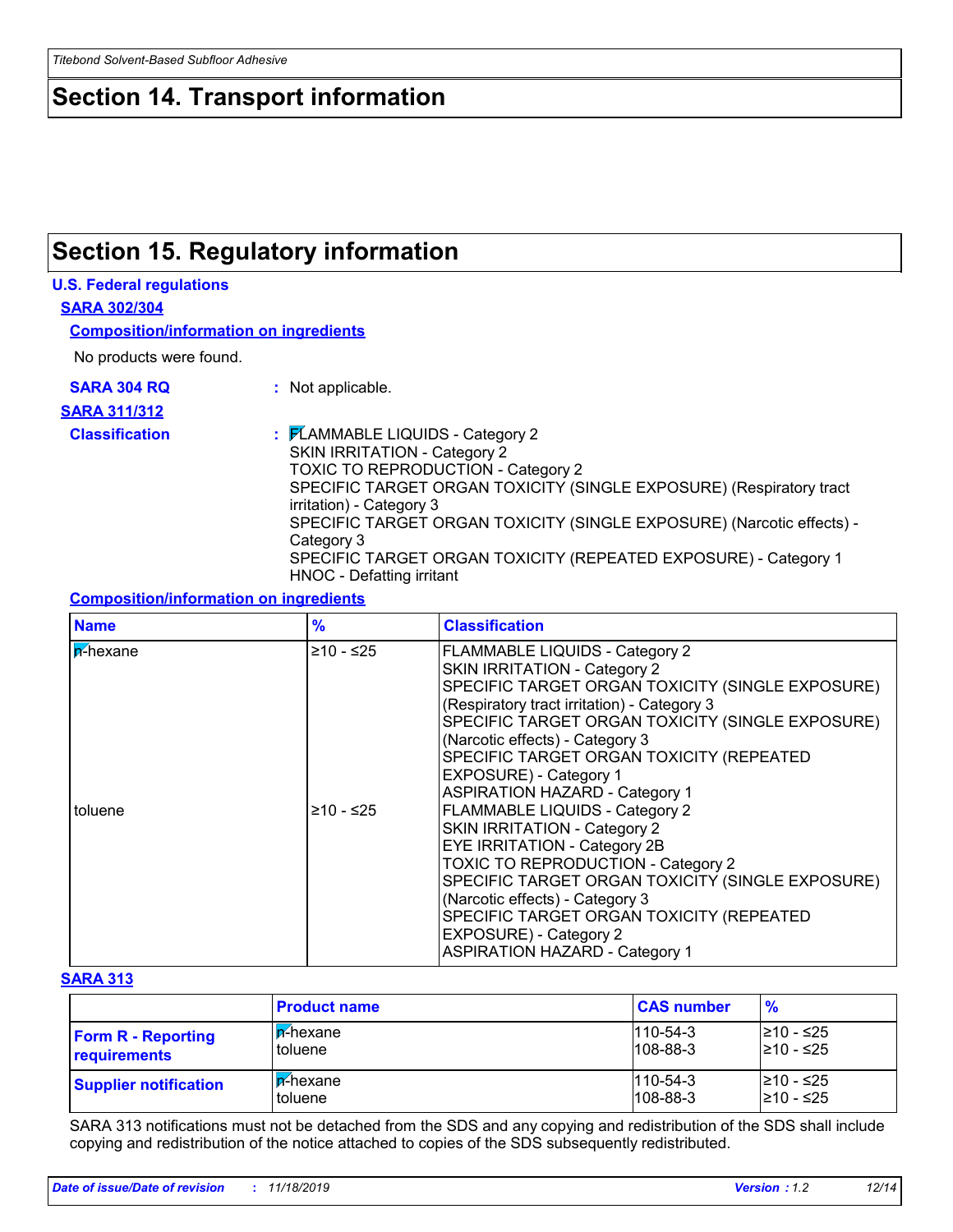# Section 14. Transport information

# Section 15. Regulatory information

**U.S. Federal regulations**

**SARA 302/304**

**Composition/information on ingredients**

No products were found.

**SARA 304 RQ** : Not applicable.

**SARA 311/312**

**Classification** : FLAMMABLE LIQUIDS - Category 2
SKIN IRRITATION - Category 2
TOXIC TO REPRODUCTION - Category 2
SPECIFIC TARGET ORGAN TOXICITY (SINGLE EXPOSURE) (Respiratory tract irritation) - Category 3
SPECIFIC TARGET ORGAN TOXICITY (SINGLE EXPOSURE) (Narcotic effects) - Category 3
SPECIFIC TARGET ORGAN TOXICITY (REPEATED EXPOSURE) - Category 1
HNOC - Defatting irritant

**Composition/information on ingredients**

| Name | % | Classification |
|---|---|---|
| n-hexane | ≥10 - ≤25 | FLAMMABLE LIQUIDS - Category 2<br>SKIN IRRITATION - Category 2<br>SPECIFIC TARGET ORGAN TOXICITY (SINGLE EXPOSURE) (Respiratory tract irritation) - Category 3<br>SPECIFIC TARGET ORGAN TOXICITY (SINGLE EXPOSURE) (Narcotic effects) - Category 3<br>SPECIFIC TARGET ORGAN TOXICITY (REPEATED EXPOSURE) - Category 1<br>ASPIRATION HAZARD - Category 1 |
| toluene | ≥10 - ≤25 | FLAMMABLE LIQUIDS - Category 2<br>SKIN IRRITATION - Category 2<br>EYE IRRITATION - Category 2B<br>TOXIC TO REPRODUCTION - Category 2<br>SPECIFIC TARGET ORGAN TOXICITY (SINGLE EXPOSURE) (Narcotic effects) - Category 3<br>SPECIFIC TARGET ORGAN TOXICITY (REPEATED EXPOSURE) - Category 2<br>ASPIRATION HAZARD - Category 1 |

**SARA 313**

| | Product name | CAS number | % |
|---|---|---|---|
| **Form R - Reporting requirements** | n-hexane<br>toluene | 110-54-3<br>108-88-3 | ≥10 - ≤25<br>≥10 - ≤25 |
| **Supplier notification** | n-hexane<br>toluene | 110-54-3<br>108-88-3 | ≥10 - ≤25<br>≥10 - ≤25 |

SARA 313 notifications must not be detached from the SDS and any copying and redistribution of the SDS shall include copying and redistribution of the notice attached to copies of the SDS subsequently redistributed.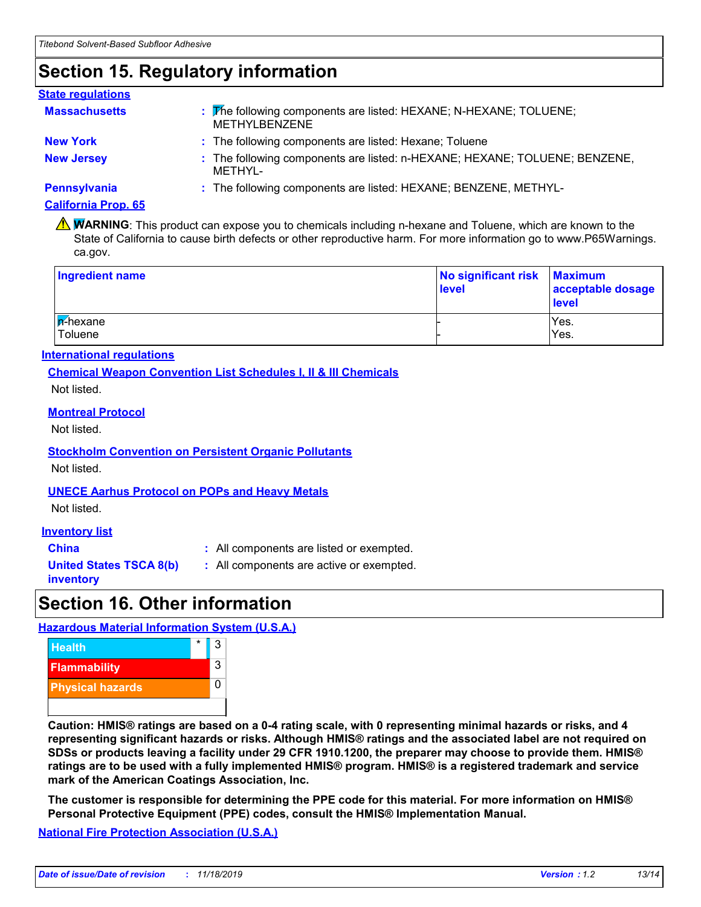## Section 15. Regulatory information

**State regulations**

**Massachusetts** : The following components are listed: HEXANE; N-HEXANE; TOLUENE; METHYLBENZENE

**New York** : The following components are listed: Hexane; Toluene

**New Jersey** : The following components are listed: n-HEXANE; HEXANE; TOLUENE; BENZENE, METHYL-

**Pennsylvania** : The following components are listed: HEXANE; BENZENE, METHYL-

**California Prop. 65**

⚠ **WARNING**: This product can expose you to chemicals including n-hexane and Toluene, which are known to the State of California to cause birth defects or other reproductive harm. For more information go to www.P65Warnings.ca.gov.

| Ingredient name | No significant risk level | Maximum acceptable dosage level |
| --- | --- | --- |
| n-hexane | - | Yes. |
| Toluene | - | Yes. |

**International regulations**

**Chemical Weapon Convention List Schedules I, II & III Chemicals**

Not listed.

**Montreal Protocol**

Not listed.

**Stockholm Convention on Persistent Organic Pollutants**

Not listed.

**UNECE Aarhus Protocol on POPs and Heavy Metals**

Not listed.

**Inventory list**

**China** : All components are listed or exempted.

**United States TSCA 8(b) inventory** : All components are active or exempted.

## Section 16. Other information

**Hazardous Material Information System (U.S.A.)**

| | | |
| --- | --- | --- |
| Health | * | 3 |
| Flammability | | 3 |
| Physical hazards | | 0 |

**Caution: HMIS® ratings are based on a 0-4 rating scale, with 0 representing minimal hazards or risks, and 4 representing significant hazards or risks. Although HMIS® ratings and the associated label are not required on SDSs or products leaving a facility under 29 CFR 1910.1200, the preparer may choose to provide them. HMIS® ratings are to be used with a fully implemented HMIS® program. HMIS® is a registered trademark and service mark of the American Coatings Association, Inc.**

**The customer is responsible for determining the PPE code for this material. For more information on HMIS® Personal Protective Equipment (PPE) codes, consult the HMIS® Implementation Manual.**

**National Fire Protection Association (U.S.A.)**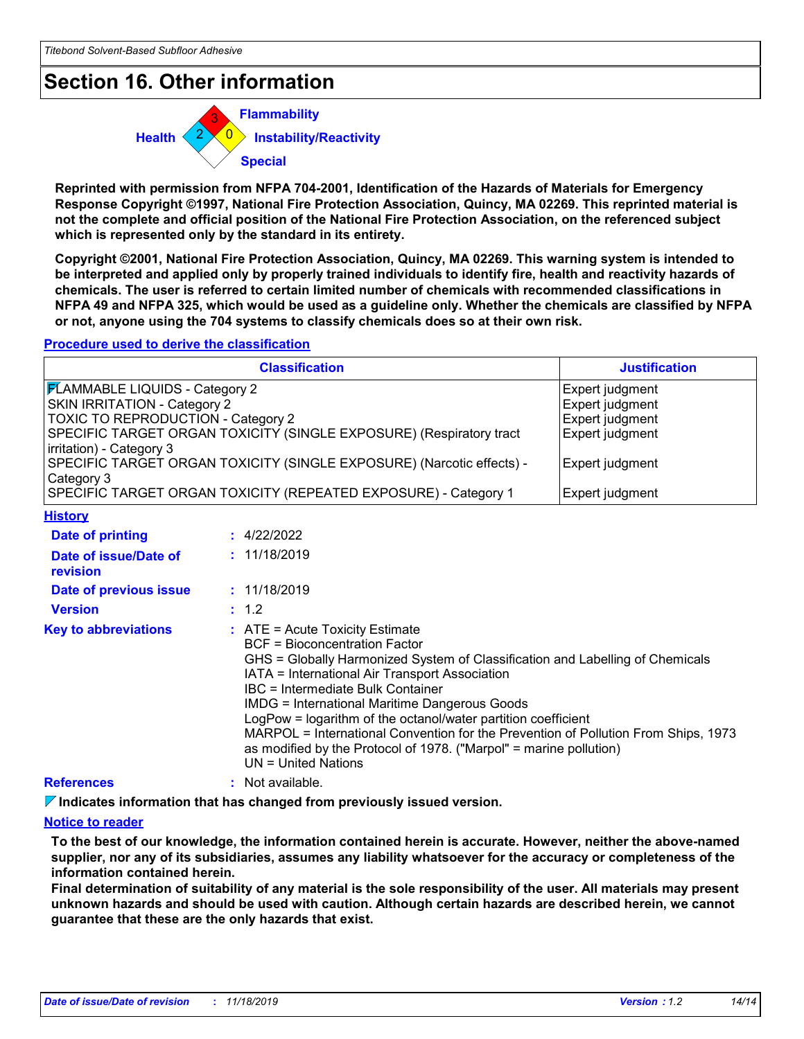## Section 16. Other information

Flammability: 3
Health: 2
Instability/Reactivity: 0
Special

**Reprinted with permission from NFPA 704-2001, Identification of the Hazards of Materials for Emergency Response Copyright ©1997, National Fire Protection Association, Quincy, MA 02269. This reprinted material is not the complete and official position of the National Fire Protection Association, on the referenced subject which is represented only by the standard in its entirety.**

**Copyright ©2001, National Fire Protection Association, Quincy, MA 02269. This warning system is intended to be interpreted and applied only by properly trained individuals to identify fire, health and reactivity hazards of chemicals. The user is referred to certain limited number of chemicals with recommended classifications in NFPA 49 and NFPA 325, which would be used as a guideline only. Whether the chemicals are classified by NFPA or not, anyone using the 704 systems to classify chemicals does so at their own risk.**

### Procedure used to derive the classification

| Classification | Justification |
|---|---|
| FLAMMABLE LIQUIDS - Category 2 | Expert judgment |
| SKIN IRRITATION - Category 2 | Expert judgment |
| TOXIC TO REPRODUCTION - Category 2 | Expert judgment |
| SPECIFIC TARGET ORGAN TOXICITY (SINGLE EXPOSURE) (Respiratory tract irritation) - Category 3 | Expert judgment |
| SPECIFIC TARGET ORGAN TOXICITY (SINGLE EXPOSURE) (Narcotic effects) - Category 3 | Expert judgment |
| SPECIFIC TARGET ORGAN TOXICITY (REPEATED EXPOSURE) - Category 1 | Expert judgment |

### History

**Date of printing** : 4/22/2022

**Date of issue/Date of revision** : 11/18/2019

**Date of previous issue** : 11/18/2019

**Version** : 1.2

**Key to abbreviations** :
ATE = Acute Toxicity Estimate
BCF = Bioconcentration Factor
GHS = Globally Harmonized System of Classification and Labelling of Chemicals
IATA = International Air Transport Association
IBC = Intermediate Bulk Container
IMDG = International Maritime Dangerous Goods
LogPow = logarithm of the octanol/water partition coefficient
MARPOL = International Convention for the Prevention of Pollution From Ships, 1973 as modified by the Protocol of 1978. ("Marpol" = marine pollution)
UN = United Nations

**References** : Not available.

**Indicates information that has changed from previously issued version.**

### Notice to reader

**To the best of our knowledge, the information contained herein is accurate. However, neither the above-named supplier, nor any of its subsidiaries, assumes any liability whatsoever for the accuracy or completeness of the information contained herein.**

**Final determination of suitability of any material is the sole responsibility of the user. All materials may present unknown hazards and should be used with caution. Although certain hazards are described herein, we cannot guarantee that these are the only hazards that exist.**